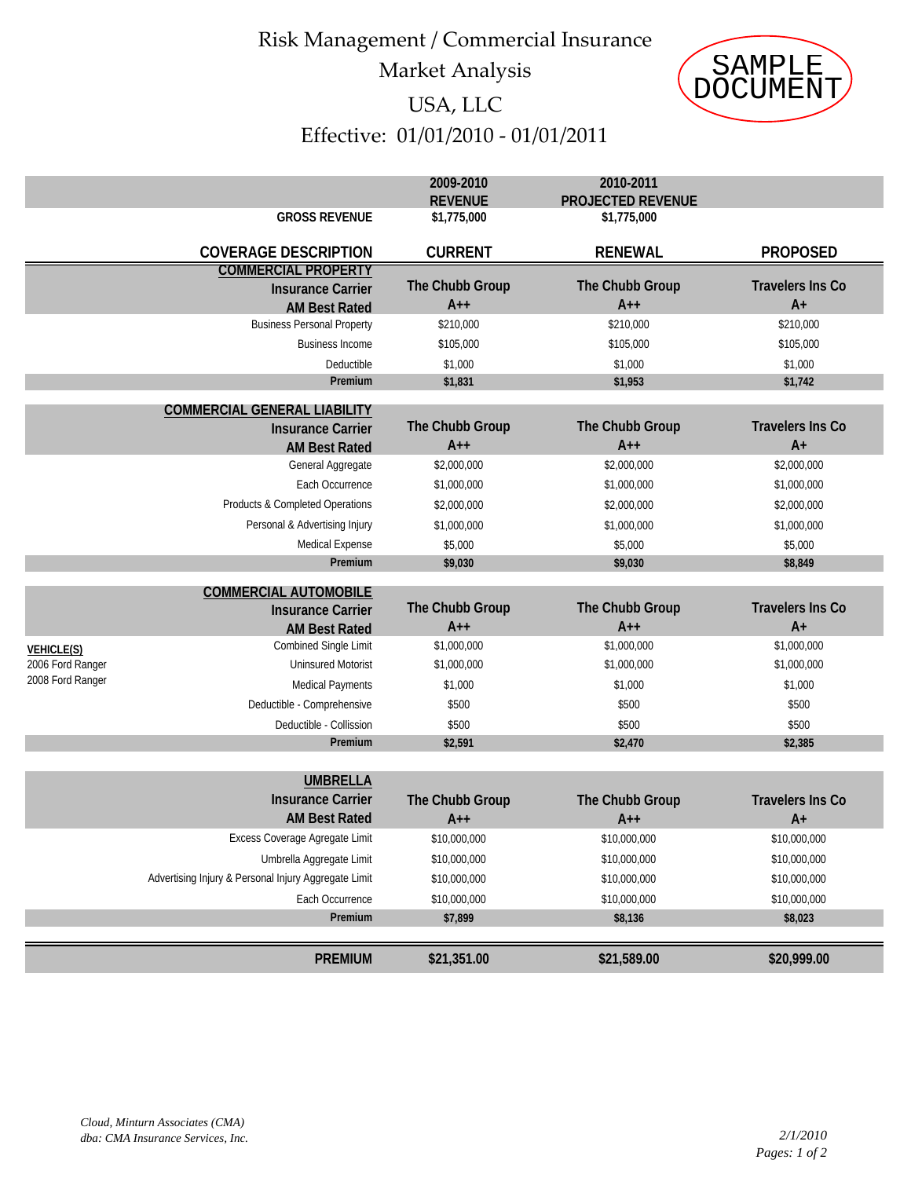# Risk Management / Commercial Insurance

## Market Analysis

## USA, LLC

## Effective: 01/01/2010 - 01/01/2011

SAMPLE DOCUMENT

| | 2009-2010 REVENUE | 2010-2011 PROJECTED REVENUE | |
|---|---|---|---|
| **GROSS REVENUE** | $1,775,000 | $1,775,000 | |

| COVERAGE DESCRIPTION | CURRENT | RENEWAL | PROPOSED |
|---|---|---|---|
| **COMMERCIAL PROPERTY** | | | |
| **Insurance Carrier** | **The Chubb Group** | **The Chubb Group** | **Travelers Ins Co** |
| **AM Best Rated** | **A++** | **A++** | **A+** |
| Business Personal Property | $210,000 | $210,000 | $210,000 |
| Business Income | $105,000 | $105,000 | $105,000 |
| Deductible | $1,000 | $1,000 | $1,000 |
| **Premium** | **$1,831** | **$1,953** | **$1,742** |
| **COMMERCIAL GENERAL LIABILITY** | | | |
| **Insurance Carrier** | **The Chubb Group** | **The Chubb Group** | **Travelers Ins Co** |
| **AM Best Rated** | **A++** | **A++** | **A+** |
| General Aggregate | $2,000,000 | $2,000,000 | $2,000,000 |
| Each Occurrence | $1,000,000 | $1,000,000 | $1,000,000 |
| Products & Completed Operations | $2,000,000 | $2,000,000 | $2,000,000 |
| Personal & Advertising Injury | $1,000,000 | $1,000,000 | $1,000,000 |
| Medical Expense | $5,000 | $5,000 | $5,000 |
| **Premium** | **$9,030** | **$9,030** | **$8,849** |
| **COMMERCIAL AUTOMOBILE** | | | |
| **Insurance Carrier** | **The Chubb Group** | **The Chubb Group** | **Travelers Ins Co** |
| **AM Best Rated** | **A++** | **A++** | **A+** |
| Combined Single Limit | $1,000,000 | $1,000,000 | $1,000,000 |
| Uninsured Motorist | $1,000,000 | $1,000,000 | $1,000,000 |
| Medical Payments | $1,000 | $1,000 | $1,000 |
| Deductible - Comprehensive | $500 | $500 | $500 |
| Deductible - Collission | $500 | $500 | $500 |
| **Premium** | **$2,591** | **$2,470** | **$2,385** |
| **UMBRELLA** | | | |
| **Insurance Carrier** | **The Chubb Group** | **The Chubb Group** | **Travelers Ins Co** |
| **AM Best Rated** | **A++** | **A++** | **A+** |
| Excess Coverage Agregate Limit | $10,000,000 | $10,000,000 | $10,000,000 |
| Umbrella Aggregate Limit | $10,000,000 | $10,000,000 | $10,000,000 |
| Advertising Injury & Personal Injury Aggregate Limit | $10,000,000 | $10,000,000 | $10,000,000 |
| Each Occurrence | $10,000,000 | $10,000,000 | $10,000,000 |
| **Premium** | **$7,899** | **$8,136** | **$8,023** |
| **PREMIUM** | **$21,351.00** | **$21,589.00** | **$20,999.00** |

**VEHICLE(S)**
2006 Ford Ranger
2008 Ford Ranger

*Cloud, Minturn Associates (CMA)*
*dba: CMA Insurance Services, Inc.*

*2/1/2010*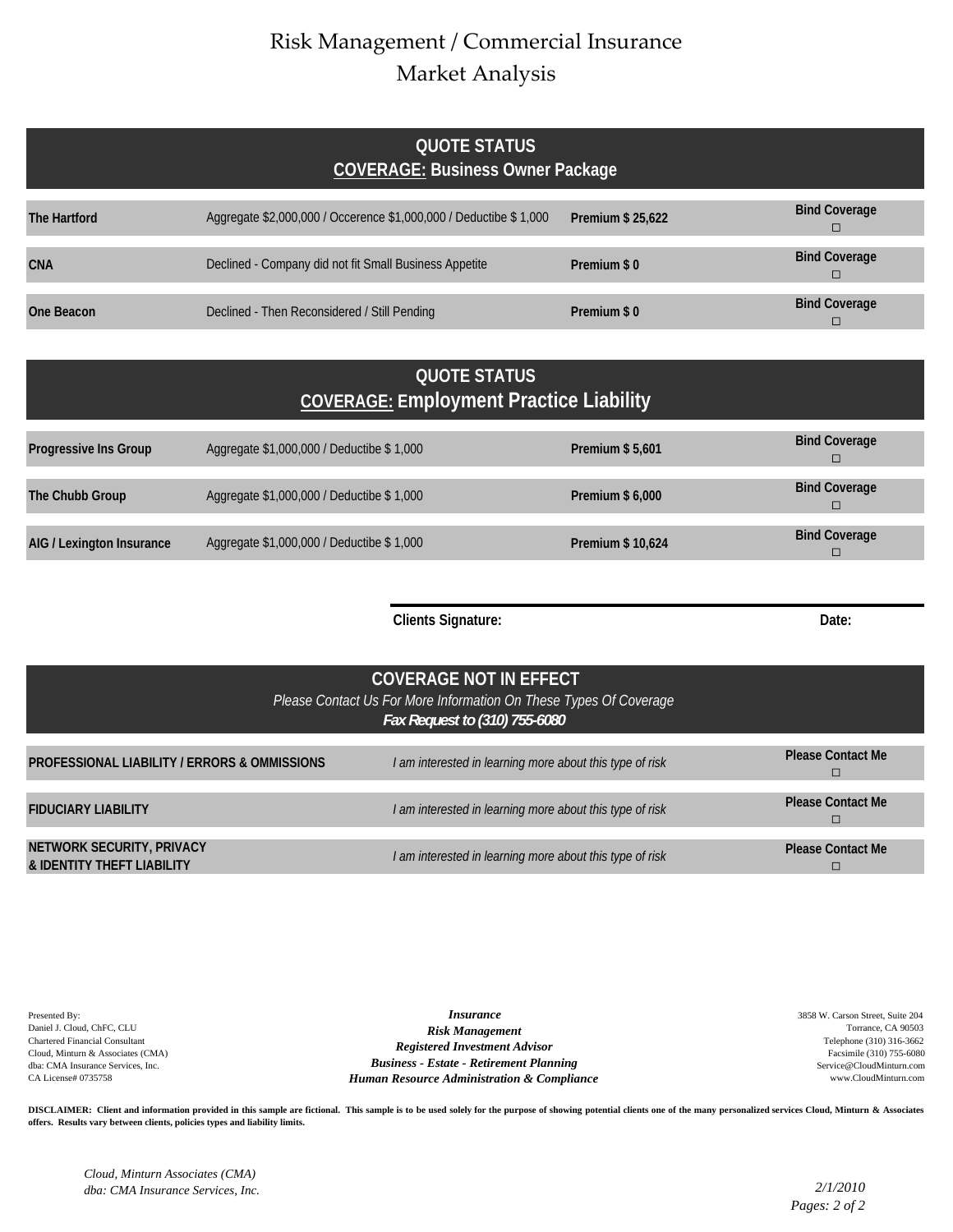# Risk Management / Commercial Insurance
# Market Analysis

## QUOTE STATUS
### COVERAGE: Business Owner Package

| | | | |
|---|---|---|---|
| **The Hartford** | Aggregate $2,000,000 / Occerence $1,000,000 / Deductibe $ 1,000 | **Premium $ 25,622** | **Bind Coverage** ☐ |
| **CNA** | Declined - Company did not fit Small Business Appetite | **Premium $ 0** | **Bind Coverage** ☐ |
| **One Beacon** | Declined - Then Reconsidered / Still Pending | **Premium $ 0** | **Bind Coverage** ☐ |

## QUOTE STATUS
### COVERAGE: Employment Practice Liability

| | | | |
|---|---|---|---|
| **Progressive Ins Group** | Aggregate $1,000,000 / Deductibe $ 1,000 | **Premium $ 5,601** | **Bind Coverage** ☐ |
| **The Chubb Group** | Aggregate $1,000,000 / Deductibe $ 1,000 | **Premium $ 6,000** | **Bind Coverage** ☐ |
| **AIG / Lexington Insurance** | Aggregate $1,000,000 / Deductibe $ 1,000 | **Premium $ 10,624** | **Bind Coverage** ☐ |

**Clients Signature:** **Date:**

## COVERAGE NOT IN EFFECT

*Please Contact Us For More Information On These Types Of Coverage*

***Fax Request to (310) 755-6080***

| | | |
|---|---|---|
| **PROFESSIONAL LIABILITY / ERRORS & OMMISSIONS** | *I am interested in learning more about this type of risk* | **Please Contact Me** ☐ |
| **FIDUCIARY LIABILITY** | *I am interested in learning more about this type of risk* | **Please Contact Me** ☐ |
| **NETWORK SECURITY, PRIVACY & IDENTITY THEFT LIABILITY** | *I am interested in learning more about this type of risk* | **Please Contact Me** ☐ |

Presented By:
Daniel J. Cloud, ChFC, CLU
Chartered Financial Consultant
Cloud, Minturn & Associates (CMA)
dba: CMA Insurance Services, Inc.
CA License# 0735758

***Insurance***
***Risk Management***
***Registered Investment Advisor***
***Business - Estate - Retirement Planning***
***Human Resource Administration & Compliance***

3858 W. Carson Street, Suite 204
Torrance, CA 90503
Telephone (310) 316-3662
Facsimile (310) 755-6080
Service@CloudMinturn.com
www.CloudMinturn.com

**DISCLAIMER: Client and information provided in this sample are fictional. This sample is to be used solely for the purpose of showing potential clients one of the many personalized services Cloud, Minturn & Associates offers. Results vary between clients, policies types and liability limits.**

*Cloud, Minturn Associates (CMA)*
*dba: CMA Insurance Services, Inc.*

*2/1/2010*